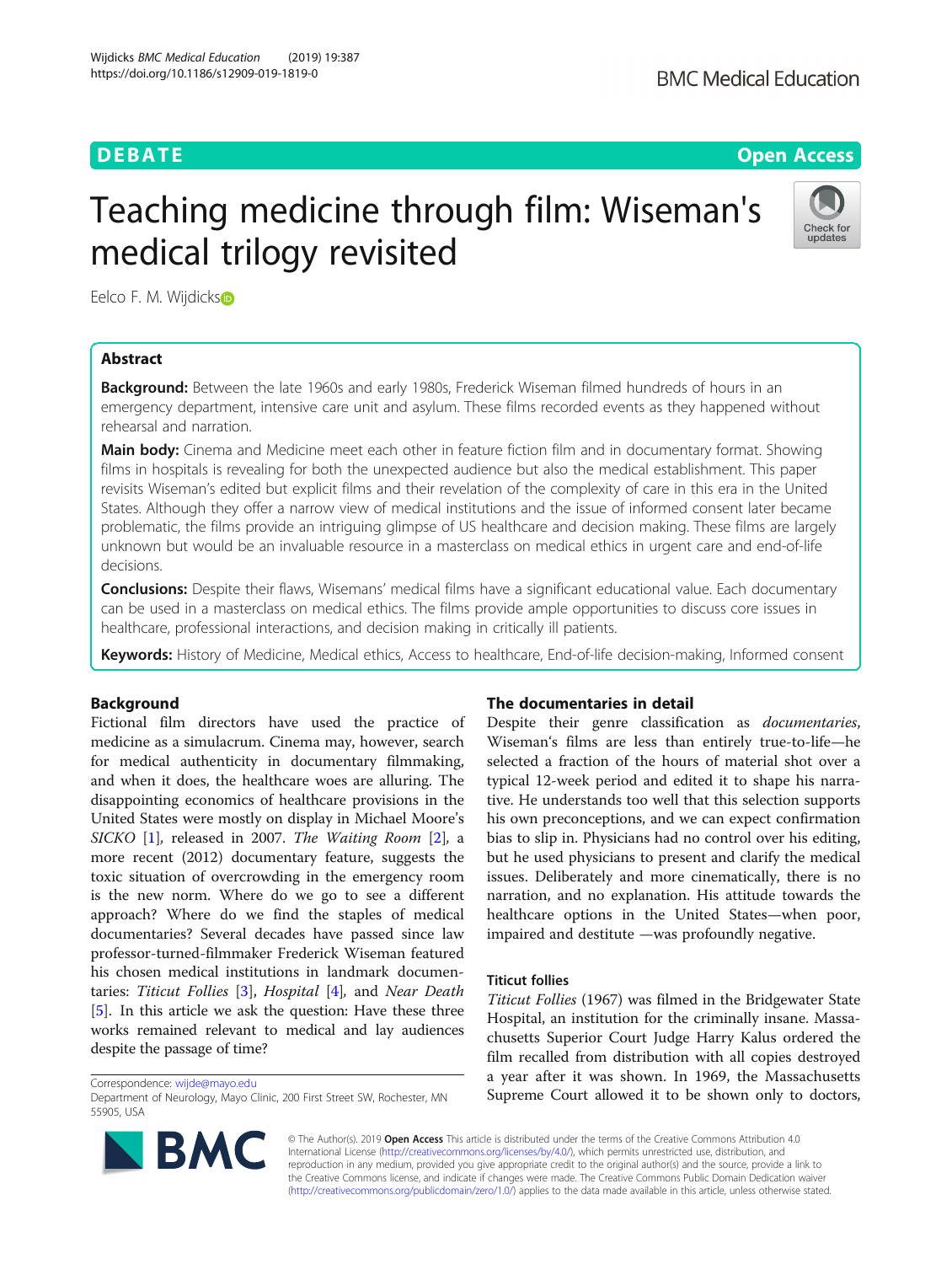DEBATE

Open Access

# Teaching medicine through film: Wiseman's medical trilogy revisited

Eelco F. M. Wijdicks

## Abstract

**Background:** Between the late 1960s and early 1980s, Frederick Wiseman filmed hundreds of hours in an emergency department, intensive care unit and asylum. These films recorded events as they happened without rehearsal and narration.

**Main body:** Cinema and Medicine meet each other in feature fiction film and in documentary format. Showing films in hospitals is revealing for both the unexpected audience but also the medical establishment. This paper revisits Wiseman's edited but explicit films and their revelation of the complexity of care in this era in the United States. Although they offer a narrow view of medical institutions and the issue of informed consent later became problematic, the films provide an intriguing glimpse of US healthcare and decision making. These films are largely unknown but would be an invaluable resource in a masterclass on medical ethics in urgent care and end-of-life decisions.

**Conclusions:** Despite their flaws, Wisemans' medical films have a significant educational value. Each documentary can be used in a masterclass on medical ethics. The films provide ample opportunities to discuss core issues in healthcare, professional interactions, and decision making in critically ill patients.

**Keywords:** History of Medicine, Medical ethics, Access to healthcare, End-of-life decision-making, Informed consent

## Background

Fictional film directors have used the practice of medicine as a simulacrum. Cinema may, however, search for medical authenticity in documentary filmmaking, and when it does, the healthcare woes are alluring. The disappointing economics of healthcare provisions in the United States were mostly on display in Michael Moore's *SICKO* [1], released in 2007. *The Waiting Room* [2], a more recent (2012) documentary feature, suggests the toxic situation of overcrowding in the emergency room is the new norm. Where do we go to see a different approach? Where do we find the staples of medical documentaries? Several decades have passed since law professor-turned-filmmaker Frederick Wiseman featured his chosen medical institutions in landmark documentaries: *Titicut Follies* [3], *Hospital* [4], and *Near Death* [5]. In this article we ask the question: Have these three works remained relevant to medical and lay audiences despite the passage of time?

Correspondence: wijde@mayo.edu
Department of Neurology, Mayo Clinic, 200 First Street SW, Rochester, MN 55905, USA

## The documentaries in detail

Despite their genre classification as *documentaries*, Wiseman's films are less than entirely true-to-life—he selected a fraction of the hours of material shot over a typical 12-week period and edited it to shape his narrative. He understands too well that this selection supports his own preconceptions, and we can expect confirmation bias to slip in. Physicians had no control over his editing, but he used physicians to present and clarify the medical issues. Deliberately and more cinematically, there is no narration, and no explanation. His attitude towards the healthcare options in the United States—when poor, impaired and destitute —was profoundly negative.

### Titicut follies

*Titicut Follies* (1967) was filmed in the Bridgewater State Hospital, an institution for the criminally insane. Massachusetts Superior Court Judge Harry Kalus ordered the film recalled from distribution with all copies destroyed a year after it was shown. In 1969, the Massachusetts Supreme Court allowed it to be shown only to doctors,

© The Author(s). 2019 **Open Access** This article is distributed under the terms of the Creative Commons Attribution 4.0 International License (http://creativecommons.org/licenses/by/4.0/), which permits unrestricted use, distribution, and reproduction in any medium, provided you give appropriate credit to the original author(s) and the source, provide a link to the Creative Commons license, and indicate if changes were made. The Creative Commons Public Domain Dedication waiver (http://creativecommons.org/publicdomain/zero/1.0/) applies to the data made available in this article, unless otherwise stated.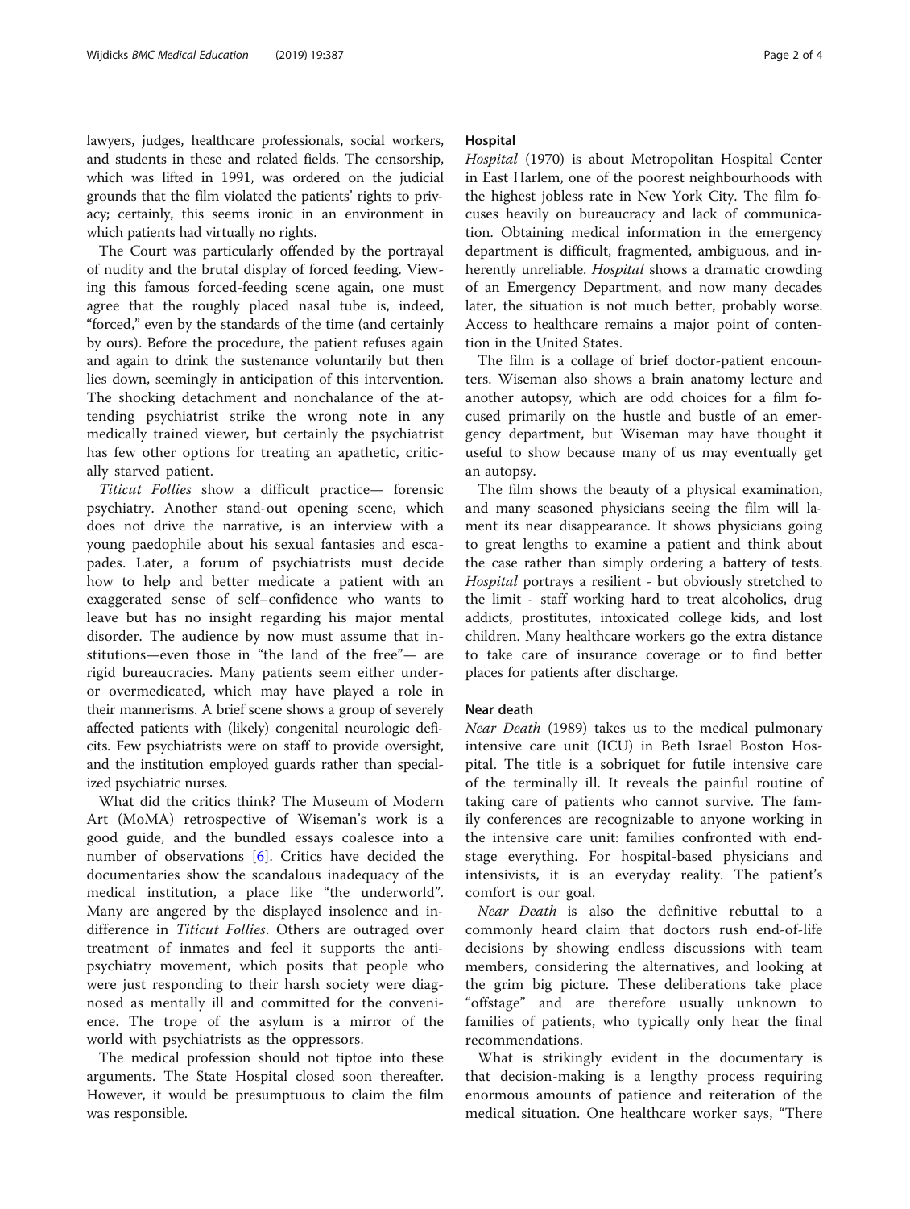lawyers, judges, healthcare professionals, social workers, and students in these and related fields. The censorship, which was lifted in 1991, was ordered on the judicial grounds that the film violated the patients' rights to privacy; certainly, this seems ironic in an environment in which patients had virtually no rights.

The Court was particularly offended by the portrayal of nudity and the brutal display of forced feeding. Viewing this famous forced-feeding scene again, one must agree that the roughly placed nasal tube is, indeed, "forced," even by the standards of the time (and certainly by ours). Before the procedure, the patient refuses again and again to drink the sustenance voluntarily but then lies down, seemingly in anticipation of this intervention. The shocking detachment and nonchalance of the attending psychiatrist strike the wrong note in any medically trained viewer, but certainly the psychiatrist has few other options for treating an apathetic, critically starved patient.

*Titicut Follies* show a difficult practice— forensic psychiatry. Another stand-out opening scene, which does not drive the narrative, is an interview with a young paedophile about his sexual fantasies and escapades. Later, a forum of psychiatrists must decide how to help and better medicate a patient with an exaggerated sense of self–confidence who wants to leave but has no insight regarding his major mental disorder. The audience by now must assume that institutions—even those in "the land of the free"— are rigid bureaucracies. Many patients seem either under- or overmedicated, which may have played a role in their mannerisms. A brief scene shows a group of severely affected patients with (likely) congenital neurologic deficits. Few psychiatrists were on staff to provide oversight, and the institution employed guards rather than specialized psychiatric nurses.

What did the critics think? The Museum of Modern Art (MoMA) retrospective of Wiseman's work is a good guide, and the bundled essays coalesce into a number of observations [6]. Critics have decided the documentaries show the scandalous inadequacy of the medical institution, a place like "the underworld". Many are angered by the displayed insolence and indifference in *Titicut Follies*. Others are outraged over treatment of inmates and feel it supports the anti-psychiatry movement, which posits that people who were just responding to their harsh society were diagnosed as mentally ill and committed for the convenience. The trope of the asylum is a mirror of the world with psychiatrists as the oppressors.

The medical profession should not tiptoe into these arguments. The State Hospital closed soon thereafter. However, it would be presumptuous to claim the film was responsible.

## Hospital

*Hospital* (1970) is about Metropolitan Hospital Center in East Harlem, one of the poorest neighbourhoods with the highest jobless rate in New York City. The film focuses heavily on bureaucracy and lack of communication. Obtaining medical information in the emergency department is difficult, fragmented, ambiguous, and inherently unreliable. *Hospital* shows a dramatic crowding of an Emergency Department, and now many decades later, the situation is not much better, probably worse. Access to healthcare remains a major point of contention in the United States.

The film is a collage of brief doctor-patient encounters. Wiseman also shows a brain anatomy lecture and another autopsy, which are odd choices for a film focused primarily on the hustle and bustle of an emergency department, but Wiseman may have thought it useful to show because many of us may eventually get an autopsy.

The film shows the beauty of a physical examination, and many seasoned physicians seeing the film will lament its near disappearance. It shows physicians going to great lengths to examine a patient and think about the case rather than simply ordering a battery of tests. *Hospital* portrays a resilient - but obviously stretched to the limit - staff working hard to treat alcoholics, drug addicts, prostitutes, intoxicated college kids, and lost children. Many healthcare workers go the extra distance to take care of insurance coverage or to find better places for patients after discharge.

## Near death

*Near Death* (1989) takes us to the medical pulmonary intensive care unit (ICU) in Beth Israel Boston Hospital. The title is a sobriquet for futile intensive care of the terminally ill. It reveals the painful routine of taking care of patients who cannot survive. The family conferences are recognizable to anyone working in the intensive care unit: families confronted with end-stage everything. For hospital-based physicians and intensivists, it is an everyday reality. The patient's comfort is our goal.

*Near Death* is also the definitive rebuttal to a commonly heard claim that doctors rush end-of-life decisions by showing endless discussions with team members, considering the alternatives, and looking at the grim big picture. These deliberations take place "offstage" and are therefore usually unknown to families of patients, who typically only hear the final recommendations.

What is strikingly evident in the documentary is that decision-making is a lengthy process requiring enormous amounts of patience and reiteration of the medical situation. One healthcare worker says, "There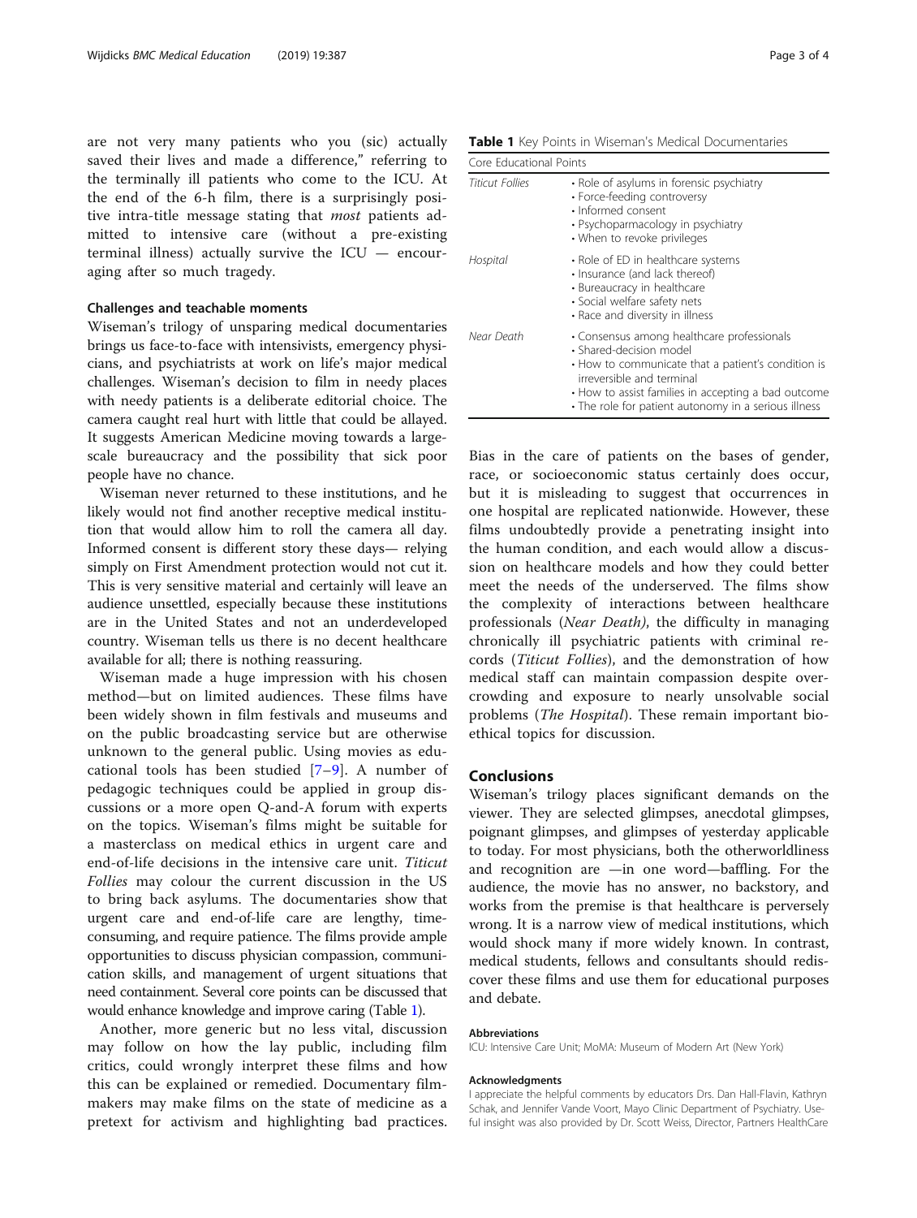are not very many patients who you (sic) actually saved their lives and made a difference," referring to the terminally ill patients who come to the ICU. At the end of the 6-h film, there is a surprisingly positive intra-title message stating that *most* patients admitted to intensive care (without a pre-existing terminal illness) actually survive the ICU — encouraging after so much tragedy.

## Challenges and teachable moments

Wiseman's trilogy of unsparing medical documentaries brings us face-to-face with intensivists, emergency physicians, and psychiatrists at work on life's major medical challenges. Wiseman's decision to film in needy places with needy patients is a deliberate editorial choice. The camera caught real hurt with little that could be allayed. It suggests American Medicine moving towards a large-scale bureaucracy and the possibility that sick poor people have no chance.

Wiseman never returned to these institutions, and he likely would not find another receptive medical institution that would allow him to roll the camera all day. Informed consent is different story these days— relying simply on First Amendment protection would not cut it. This is very sensitive material and certainly will leave an audience unsettled, especially because these institutions are in the United States and not an underdeveloped country. Wiseman tells us there is no decent healthcare available for all; there is nothing reassuring.

Wiseman made a huge impression with his chosen method—but on limited audiences. These films have been widely shown in film festivals and museums and on the public broadcasting service but are otherwise unknown to the general public. Using movies as educational tools has been studied [7–9]. A number of pedagogic techniques could be applied in group discussions or a more open Q-and-A forum with experts on the topics. Wiseman's films might be suitable for a masterclass on medical ethics in urgent care and end-of-life decisions in the intensive care unit. *Titicut Follies* may colour the current discussion in the US to bring back asylums. The documentaries show that urgent care and end-of-life care are lengthy, time-consuming, and require patience. The films provide ample opportunities to discuss physician compassion, communication skills, and management of urgent situations that need containment. Several core points can be discussed that would enhance knowledge and improve caring (Table 1).

Another, more generic but no less vital, discussion may follow on how the lay public, including film critics, could wrongly interpret these films and how this can be explained or remedied. Documentary filmmakers may make films on the state of medicine as a pretext for activism and highlighting bad practices.

**Table 1** Key Points in Wiseman's Medical Documentaries

| Core Educational Points | |
|---|---|
| *Titicut Follies* | • Role of asylums in forensic psychiatry<br>• Force-feeding controversy<br>• Informed consent<br>• Psychopharmacology in psychiatry<br>• When to revoke privileges |
| *Hospital* | • Role of ED in healthcare systems<br>• Insurance (and lack thereof)<br>• Bureaucracy in healthcare<br>• Social welfare safety nets<br>• Race and diversity in illness |
| *Near Death* | • Consensus among healthcare professionals<br>• Shared-decision model<br>• How to communicate that a patient's condition is irreversible and terminal<br>• How to assist families in accepting a bad outcome<br>• The role for patient autonomy in a serious illness |

Bias in the care of patients on the bases of gender, race, or socioeconomic status certainly does occur, but it is misleading to suggest that occurrences in one hospital are replicated nationwide. However, these films undoubtedly provide a penetrating insight into the human condition, and each would allow a discussion on healthcare models and how they could better meet the needs of the underserved. The films show the complexity of interactions between healthcare professionals (*Near Death)*, the difficulty in managing chronically ill psychiatric patients with criminal records (*Titicut Follies*), and the demonstration of how medical staff can maintain compassion despite overcrowding and exposure to nearly unsolvable social problems (*The Hospital*). These remain important bioethical topics for discussion.

## Conclusions

Wiseman's trilogy places significant demands on the viewer. They are selected glimpses, anecdotal glimpses, poignant glimpses, and glimpses of yesterday applicable to today. For most physicians, both the otherworldliness and recognition are —in one word—baffling. For the audience, the movie has no answer, no backstory, and works from the premise is that healthcare is perversely wrong. It is a narrow view of medical institutions, which would shock many if more widely known. In contrast, medical students, fellows and consultants should rediscover these films and use them for educational purposes and debate.

### Abbreviations

ICU: Intensive Care Unit; MoMA: Museum of Modern Art (New York)

### Acknowledgments

I appreciate the helpful comments by educators Drs. Dan Hall-Flavin, Kathryn Schak, and Jennifer Vande Voort, Mayo Clinic Department of Psychiatry. Useful insight was also provided by Dr. Scott Weiss, Director, Partners HealthCare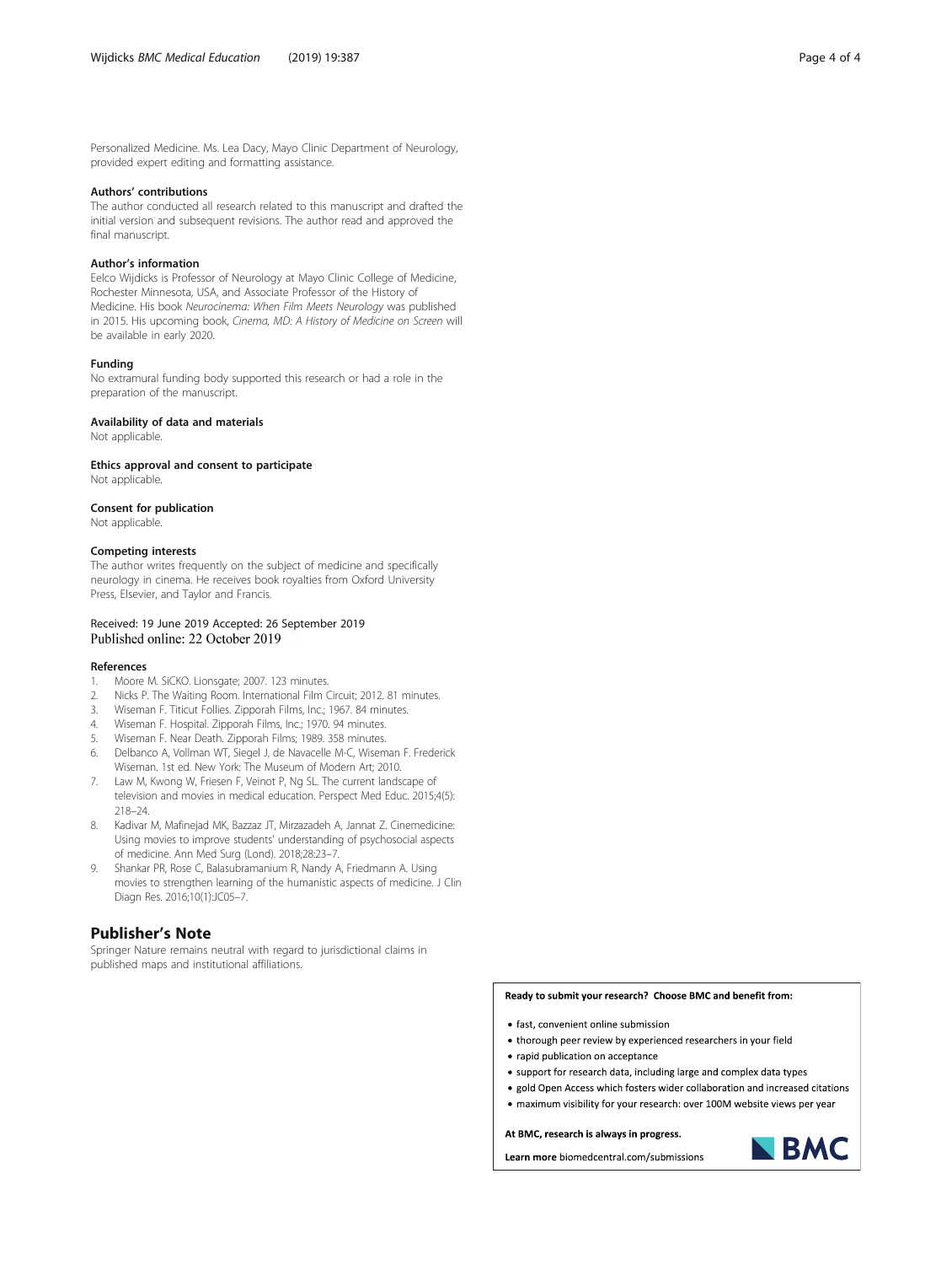Personalized Medicine. Ms. Lea Dacy, Mayo Clinic Department of Neurology, provided expert editing and formatting assistance.

### Authors' contributions

The author conducted all research related to this manuscript and drafted the initial version and subsequent revisions. The author read and approved the final manuscript.

### Author's information

Eelco Wijdicks is Professor of Neurology at Mayo Clinic College of Medicine, Rochester Minnesota, USA, and Associate Professor of the History of Medicine. His book *Neurocinema: When Film Meets Neurology* was published in 2015. His upcoming book, *Cinema, MD: A History of Medicine on Screen* will be available in early 2020.

### Funding

No extramural funding body supported this research or had a role in the preparation of the manuscript.

### Availability of data and materials

Not applicable.

### Ethics approval and consent to participate

Not applicable.

### Consent for publication

Not applicable.

### Competing interests

The author writes frequently on the subject of medicine and specifically neurology in cinema. He receives book royalties from Oxford University Press, Elsevier, and Taylor and Francis.

Received: 19 June 2019 Accepted: 26 September 2019
Published online: 22 October 2019

### References

1. Moore M. SiCKO. Lionsgate; 2007. 123 minutes.
2. Nicks P. The Waiting Room. International Film Circuit; 2012. 81 minutes.
3. Wiseman F. Titicut Follies. Zipporah Films, Inc.; 1967. 84 minutes.
4. Wiseman F. Hospital. Zipporah Films, Inc.; 1970. 94 minutes.
5. Wiseman F. Near Death. Zipporah Films; 1989. 358 minutes.
6. Delbanco A, Vollman WT, Siegel J, de Navacelle M-C, Wiseman F. Frederick Wiseman. 1st ed. New York: The Museum of Modern Art; 2010.
7. Law M, Kwong W, Friesen F, Veinot P, Ng SL. The current landscape of television and movies in medical education. Perspect Med Educ. 2015;4(5):218–24.
8. Kadivar M, Mafinejad MK, Bazzaz JT, Mirzazadeh A, Jannat Z. Cinemedicine: Using movies to improve students' understanding of psychosocial aspects of medicine. Ann Med Surg (Lond). 2018;28:23–7.
9. Shankar PR, Rose C, Balasubramanium R, Nandy A, Friedmann A. Using movies to strengthen learning of the humanistic aspects of medicine. J Clin Diagn Res. 2016;10(1):JC05–7.

## Publisher's Note

Springer Nature remains neutral with regard to jurisdictional claims in published maps and institutional affiliations.

**Ready to submit your research? Choose BMC and benefit from:**

- fast, convenient online submission
- thorough peer review by experienced researchers in your field
- rapid publication on acceptance
- support for research data, including large and complex data types
- gold Open Access which fosters wider collaboration and increased citations
- maximum visibility for your research: over 100M website views per year

**At BMC, research is always in progress.**

**Learn more** biomedcentral.com/submissions

BMC